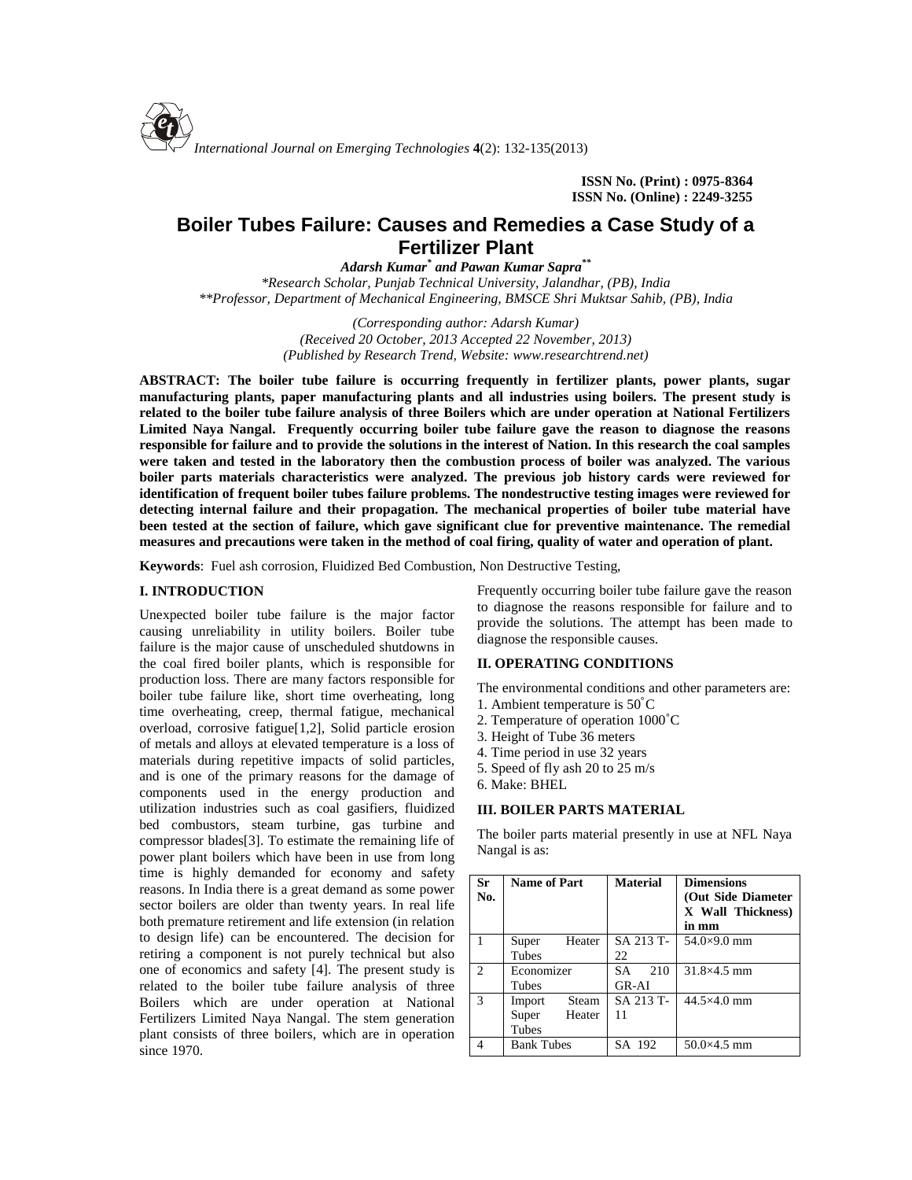ISSN No. (Print) : 0975-8364
ISSN No. (Online) : 2249-3255

# Boiler Tubes Failure: Causes and Remedies a Case Study of a Fertilizer Plant

***Adarsh Kumar[*] and Pawan Kumar Sapra[**]***

*\*Research Scholar, Punjab Technical University, Jalandhar, (PB), India*
*\*\*Professor, Department of Mechanical Engineering, BMSCE Shri Muktsar Sahib, (PB), India*

*(Corresponding author: Adarsh Kumar)*
*(Received 20 October, 2013 Accepted 22 November, 2013)*
*(Published by Research Trend, Website: www.researchtrend.net)*

**ABSTRACT: The boiler tube failure is occurring frequently in fertilizer plants, power plants, sugar manufacturing plants, paper manufacturing plants and all industries using boilers. The present study is related to the boiler tube failure analysis of three Boilers which are under operation at National Fertilizers Limited Naya Nangal. Frequently occurring boiler tube failure gave the reason to diagnose the reasons responsible for failure and to provide the solutions in the interest of Nation. In this research the coal samples were taken and tested in the laboratory then the combustion process of boiler was analyzed. The various boiler parts materials characteristics were analyzed. The previous job history cards were reviewed for identification of frequent boiler tubes failure problems. The nondestructive testing images were reviewed for detecting internal failure and their propagation. The mechanical properties of boiler tube material have been tested at the section of failure, which gave significant clue for preventive maintenance. The remedial measures and precautions were taken in the method of coal firing, quality of water and operation of plant.**

**Keywords**: Fuel ash corrosion, Fluidized Bed Combustion, Non Destructive Testing,

## I. INTRODUCTION

Unexpected boiler tube failure is the major factor causing unreliability in utility boilers. Boiler tube failure is the major cause of unscheduled shutdowns in the coal fired boiler plants, which is responsible for production loss. There are many factors responsible for boiler tube failure like, short time overheating, long time overheating, creep, thermal fatigue, mechanical overload, corrosive fatigue[1,2], Solid particle erosion of metals and alloys at elevated temperature is a loss of materials during repetitive impacts of solid particles, and is one of the primary reasons for the damage of components used in the energy production and utilization industries such as coal gasifiers, fluidized bed combustors, steam turbine, gas turbine and compressor blades[3]. To estimate the remaining life of power plant boilers which have been in use from long time is highly demanded for economy and safety reasons. In India there is a great demand as some power sector boilers are older than twenty years. In real life both premature retirement and life extension (in relation to design life) can be encountered. The decision for retiring a component is not purely technical but also one of economics and safety [4]. The present study is related to the boiler tube failure analysis of three Boilers which are under operation at National Fertilizers Limited Naya Nangal. The stem generation plant consists of three boilers, which are in operation since 1970.

Frequently occurring boiler tube failure gave the reason to diagnose the reasons responsible for failure and to provide the solutions. The attempt has been made to diagnose the responsible causes.

## II. OPERATING CONDITIONS

The environmental conditions and other parameters are:

1. Ambient temperature is 50˚C
2. Temperature of operation 1000˚C
3. Height of Tube 36 meters
4. Time period in use 32 years
5. Speed of fly ash 20 to 25 m/s
6. Make: BHEL

## III. BOILER PARTS MATERIAL

The boiler parts material presently in use at NFL Naya Nangal is as:

| Sr No. | Name of Part | Material | Dimensions (Out Side Diameter X Wall Thickness) in mm |
|---|---|---|---|
| 1 | Super Heater Tubes | SA 213 T-22 | 54.0×9.0 mm |
| 2 | Economizer Tubes | SA 210 GR-AI | 31.8×4.5 mm |
| 3 | Import Steam Super Heater Tubes | SA 213 T-11 | 44.5×4.0 mm |
| 4 | Bank Tubes | SA 192 | 50.0×4.5 mm |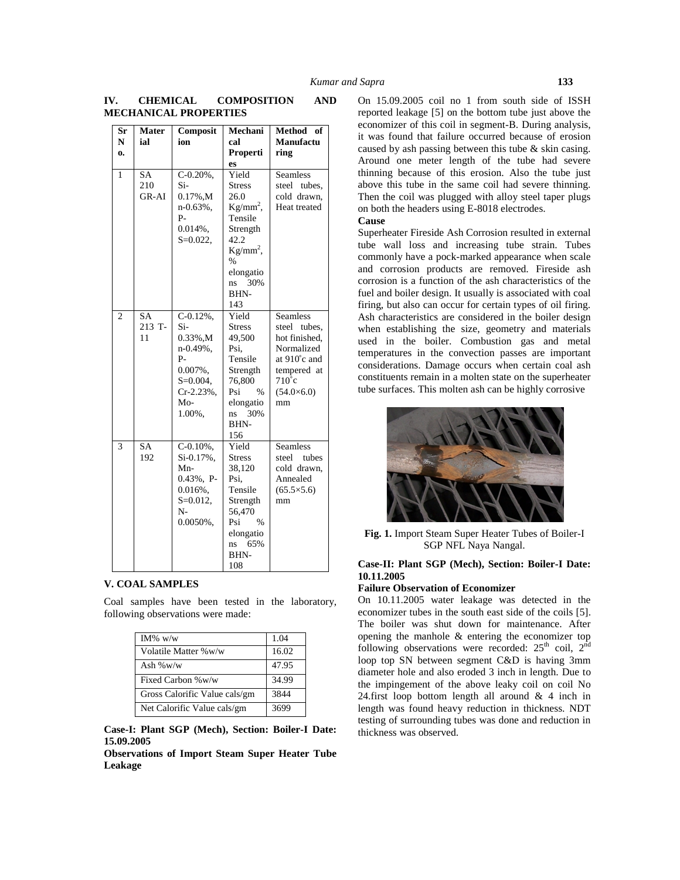## IV. CHEMICAL COMPOSITION AND MECHANICAL PROPERTIES

| Sr No. | Material | Composition | Mechanical Properties | Method of Manufacturing |
|---|---|---|---|---|
| 1 | SA 210 GR-AI | C-0.20%, Si-0.17%,Mn-0.63%, P-0.014%, S=0.022, | Yield Stress 26.0 $Kg/mm^2$, Tensile Strength 42.2 $Kg/mm^2$, % elongations 30% BHN-143 | Seamless steel tubes, cold drawn, Heat treated |
| 2 | SA 213 T-11 | C-0.12%, Si-0.33%,Mn-0.49%, P-0.007%, S=0.004, Cr-2.23%, Mo-1.00%, | Yield Stress 49,500 Psi, Tensile Strength 76,800 Psi % elongations 30% BHN-156 | Seamless steel tubes, hot finished, Normalized at 910°c and tempered at 710°c (54.0×6.0) mm |
| 3 | SA 192 | C-0.10%, Si-0.17%, Mn-0.43%, P-0.016%, S=0.012, N-0.0050%, | Yield Stress 38,120 Psi, Tensile Strength 56,470 Psi % elongations 65% BHN-108 | Seamless steel tubes cold drawn, Annealed (65.5×5.6) mm |

## V. COAL SAMPLES

Coal samples have been tested in the laboratory, following observations were made:

| IM% w/w | 1.04 |
|---|---|
| Volatile Matter %w/w | 16.02 |
| Ash %w/w | 47.95 |
| Fixed Carbon %w/w | 34.99 |
| Gross Calorific Value cals/gm | 3844 |
| Net Calorific Value cals/gm | 3699 |

**Case-I: Plant SGP (Mech), Section: Boiler-I Date: 15.09.2005**

**Observations of Import Steam Super Heater Tube Leakage**

On 15.09.2005 coil no 1 from south side of ISSH reported leakage [5] on the bottom tube just above the economizer of this coil in segment-B. During analysis, it was found that failure occurred because of erosion caused by ash passing between this tube & skin casing. Around one meter length of the tube had severe thinning because of this erosion. Also the tube just above this tube in the same coil had severe thinning. Then the coil was plugged with alloy steel taper plugs on both the headers using E-8018 electrodes.

**Cause**

Superheater Fireside Ash Corrosion resulted in external tube wall loss and increasing tube strain. Tubes commonly have a pock-marked appearance when scale and corrosion products are removed. Fireside ash corrosion is a function of the ash characteristics of the fuel and boiler design. It usually is associated with coal firing, but also can occur for certain types of oil firing. Ash characteristics are considered in the boiler design when establishing the size, geometry and materials used in the boiler. Combustion gas and metal temperatures in the convection passes are important considerations. Damage occurs when certain coal ash constituents remain in a molten state on the superheater tube surfaces. This molten ash can be highly corrosive

**Fig. 1.** Import Steam Super Heater Tubes of Boiler-I SGP NFL Naya Nangal.

**Case-II: Plant SGP (Mech), Section: Boiler-I Date: 10.11.2005**

**Failure Observation of Economizer**

On 10.11.2005 water leakage was detected in the economizer tubes in the south east side of the coils [5]. The boiler was shut down for maintenance. After opening the manhole & entering the economizer top following observations were recorded: 25th coil, 2nd loop top SN between segment C&D is having 3mm diameter hole and also eroded 3 inch in length. Due to the impingement of the above leaky coil on coil No 24.first loop bottom length all around & 4 inch in length was found heavy reduction in thickness. NDT testing of surrounding tubes was done and reduction in thickness was observed.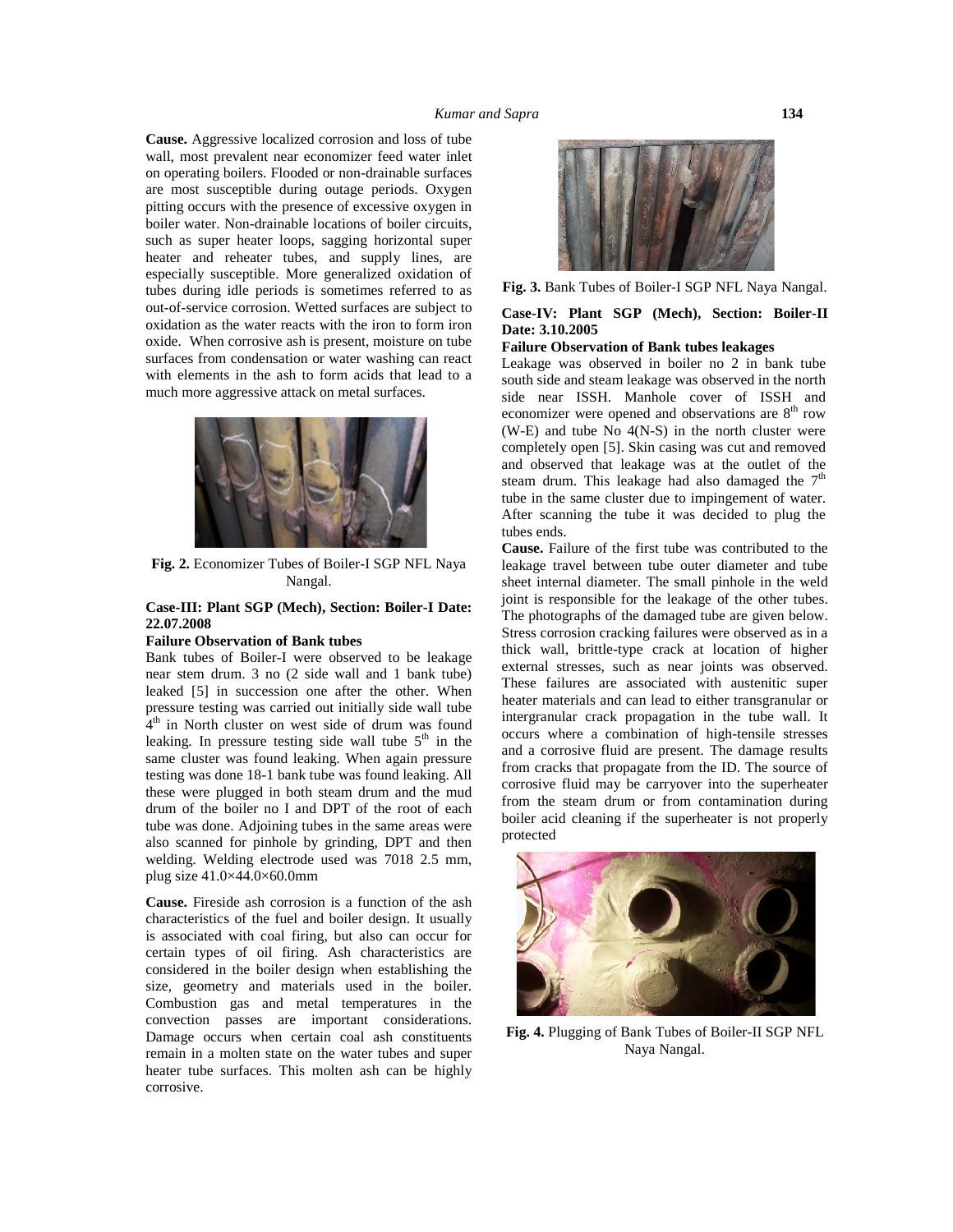**Cause.** Aggressive localized corrosion and loss of tube wall, most prevalent near economizer feed water inlet on operating boilers. Flooded or non-drainable surfaces are most susceptible during outage periods. Oxygen pitting occurs with the presence of excessive oxygen in boiler water. Non-drainable locations of boiler circuits, such as super heater loops, sagging horizontal super heater and reheater tubes, and supply lines, are especially susceptible. More generalized oxidation of tubes during idle periods is sometimes referred to as out-of-service corrosion. Wetted surfaces are subject to oxidation as the water reacts with the iron to form iron oxide. When corrosive ash is present, moisture on tube surfaces from condensation or water washing can react with elements in the ash to form acids that lead to a much more aggressive attack on metal surfaces.

**Fig. 2.** Economizer Tubes of Boiler-I SGP NFL Naya Nangal.

**Case-III: Plant SGP (Mech), Section: Boiler-I Date: 22.07.2008**

**Failure Observation of Bank tubes**

Bank tubes of Boiler-I were observed to be leakage near stem drum. 3 no (2 side wall and 1 bank tube) leaked [5] in succession one after the other. When pressure testing was carried out initially side wall tube 4th in North cluster on west side of drum was found leaking. In pressure testing side wall tube 5th in the same cluster was found leaking. When again pressure testing was done 18-1 bank tube was found leaking. All these were plugged in both steam drum and the mud drum of the boiler no I and DPT of the root of each tube was done. Adjoining tubes in the same areas were also scanned for pinhole by grinding, DPT and then welding. Welding electrode used was 7018 2.5 mm, plug size 41.0×44.0×60.0mm

**Cause.** Fireside ash corrosion is a function of the ash characteristics of the fuel and boiler design. It usually is associated with coal firing, but also can occur for certain types of oil firing. Ash characteristics are considered in the boiler design when establishing the size, geometry and materials used in the boiler. Combustion gas and metal temperatures in the convection passes are important considerations. Damage occurs when certain coal ash constituents remain in a molten state on the water tubes and super heater tube surfaces. This molten ash can be highly corrosive.

**Fig. 3.** Bank Tubes of Boiler-I SGP NFL Naya Nangal.

**Case-IV: Plant SGP (Mech), Section: Boiler-II Date: 3.10.2005**

**Failure Observation of Bank tubes leakages**

Leakage was observed in boiler no 2 in bank tube south side and steam leakage was observed in the north side near ISSH. Manhole cover of ISSH and economizer were opened and observations are 8th row (W-E) and tube No 4(N-S) in the north cluster were completely open [5]. Skin casing was cut and removed and observed that leakage was at the outlet of the steam drum. This leakage had also damaged the 7th tube in the same cluster due to impingement of water. After scanning the tube it was decided to plug the tubes ends.

**Cause.** Failure of the first tube was contributed to the leakage travel between tube outer diameter and tube sheet internal diameter. The small pinhole in the weld joint is responsible for the leakage of the other tubes. The photographs of the damaged tube are given below. Stress corrosion cracking failures were observed as in a thick wall, brittle-type crack at location of higher external stresses, such as near joints was observed. These failures are associated with austenitic super heater materials and can lead to either transgranular or intergranular crack propagation in the tube wall. It occurs where a combination of high-tensile stresses and a corrosive fluid are present. The damage results from cracks that propagate from the ID. The source of corrosive fluid may be carryover into the superheater from the steam drum or from contamination during boiler acid cleaning if the superheater is not properly protected

**Fig. 4.** Plugging of Bank Tubes of Boiler-II SGP NFL Naya Nangal.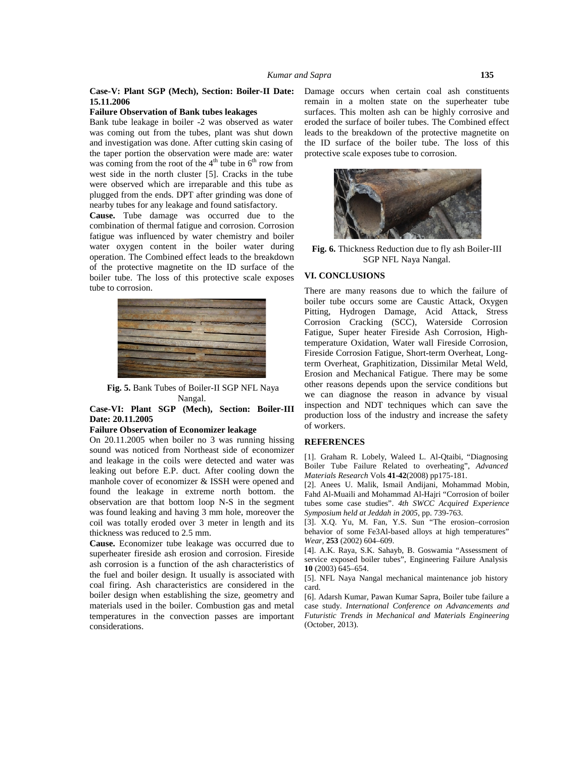**Case-V: Plant SGP (Mech), Section: Boiler-II Date: 15.11.2006**

**Failure Observation of Bank tubes leakages**

Bank tube leakage in boiler -2 was observed as water was coming out from the tubes, plant was shut down and investigation was done. After cutting skin casing of the taper portion the observation were made are: water was coming from the root of the 4[th] tube in 6[th] row from west side in the north cluster [5]. Cracks in the tube were observed which are irreparable and this tube as plugged from the ends. DPT after grinding was done of nearby tubes for any leakage and found satisfactory.

**Cause.** Tube damage was occurred due to the combination of thermal fatigue and corrosion. Corrosion fatigue was influenced by water chemistry and boiler water oxygen content in the boiler water during operation. The Combined effect leads to the breakdown of the protective magnetite on the ID surface of the boiler tube. The loss of this protective scale exposes tube to corrosion.

**Fig. 5.** Bank Tubes of Boiler-II SGP NFL Naya Nangal.

**Case-VI: Plant SGP (Mech), Section: Boiler-III Date: 20.11.2005**

**Failure Observation of Economizer leakage**

On 20.11.2005 when boiler no 3 was running hissing sound was noticed from Northeast side of economizer and leakage in the coils were detected and water was leaking out before E.P. duct. After cooling down the manhole cover of economizer & ISSH were opened and found the leakage in extreme north bottom. the observation are that bottom loop N-S in the segment was found leaking and having 3 mm hole, moreover the coil was totally eroded over 3 meter in length and its thickness was reduced to 2.5 mm.

**Cause.** Economizer tube leakage was occurred due to superheater fireside ash erosion and corrosion. Fireside ash corrosion is a function of the ash characteristics of the fuel and boiler design. It usually is associated with coal firing. Ash characteristics are considered in the boiler design when establishing the size, geometry and materials used in the boiler. Combustion gas and metal temperatures in the convection passes are important considerations.

Damage occurs when certain coal ash constituents remain in a molten state on the superheater tube surfaces. This molten ash can be highly corrosive and eroded the surface of boiler tubes. The Combined effect leads to the breakdown of the protective magnetite on the ID surface of the boiler tube. The loss of this protective scale exposes tube to corrosion.

**Fig. 6.** Thickness Reduction due to fly ash Boiler-III SGP NFL Naya Nangal.

## VI. CONCLUSIONS

There are many reasons due to which the failure of boiler tube occurs some are Caustic Attack, Oxygen Pitting, Hydrogen Damage, Acid Attack, Stress Corrosion Cracking (SCC), Waterside Corrosion Fatigue, Super heater Fireside Ash Corrosion, High-temperature Oxidation, Water wall Fireside Corrosion, Fireside Corrosion Fatigue, Short-term Overheat, Long-term Overheat, Graphitization, Dissimilar Metal Weld, Erosion and Mechanical Fatigue. There may be some other reasons depends upon the service conditions but we can diagnose the reason in advance by visual inspection and NDT techniques which can save the production loss of the industry and increase the safety of workers.

## REFERENCES

[1]. Graham R. Lobely, Waleed L. Al-Qtaibi, "Diagnosing Boiler Tube Failure Related to overheating", *Advanced Materials Research* Vols **41-42**(2008) pp175-181.

[2]. Anees U. Malik, Ismail Andijani, Mohammad Mobin, Fahd Al-Muaili and Mohammad Al-Hajri "Corrosion of boiler tubes some case studies". *4th SWCC Acquired Experience Symposium held at Jeddah in 2005*, pp. 739-763.

[3]. X.Q. Yu, M. Fan, Y.S. Sun "The erosion–corrosion behavior of some Fe3Al-based alloys at high temperatures" *Wear*, **253** (2002) 604–609.

[4]. A.K. Raya, S.K. Sahayb, B. Goswamia "Assessment of service exposed boiler tubes", Engineering Failure Analysis **10** (2003) 645–654.

[5]. NFL Naya Nangal mechanical maintenance job history card.

[6]. Adarsh Kumar, Pawan Kumar Sapra, Boiler tube failure a case study. *International Conference on Advancements and Futuristic Trends in Mechanical and Materials Engineering* (October, 2013).